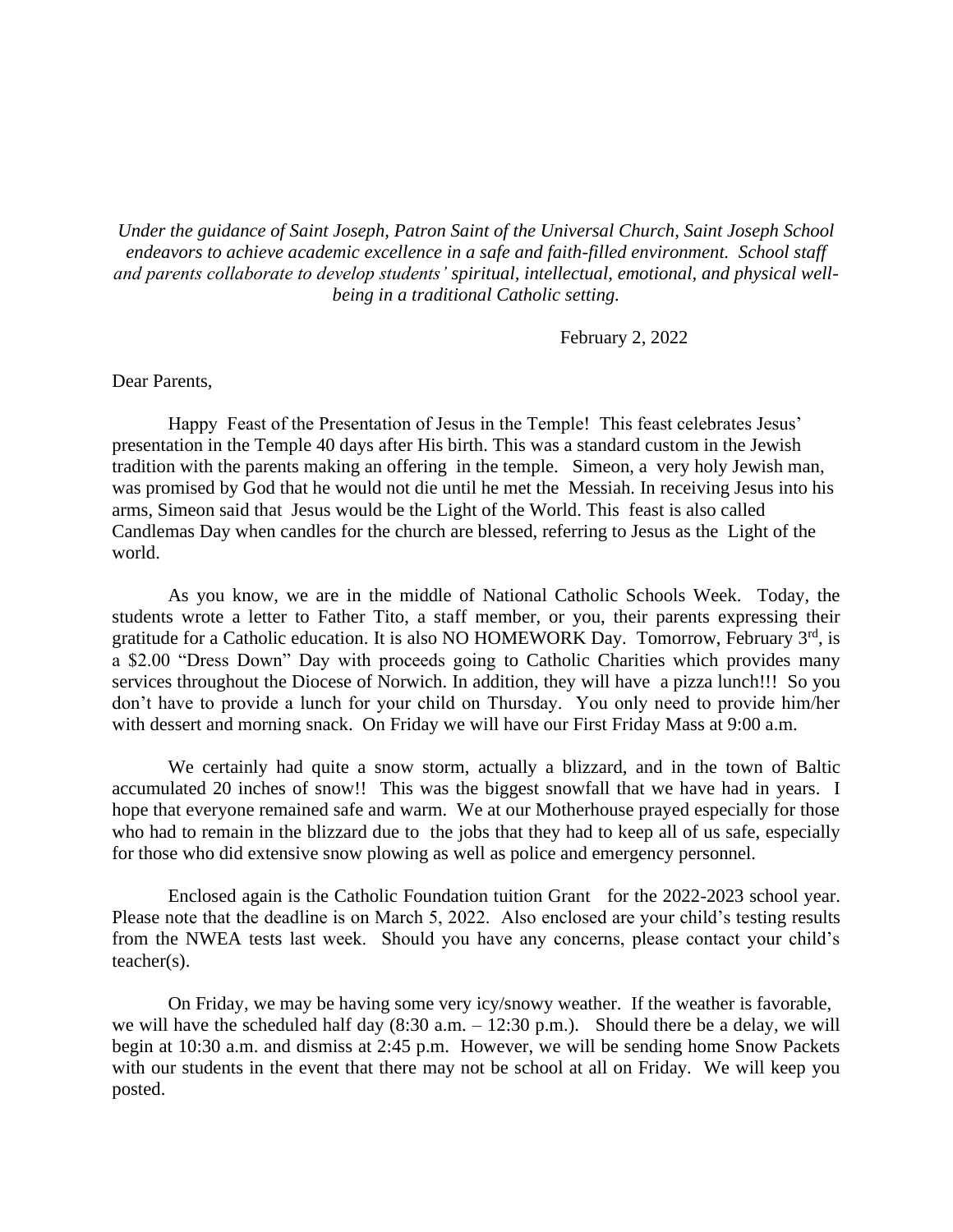*Under the guidance of Saint Joseph, Patron Saint of the Universal Church, Saint Joseph School endeavors to achieve academic excellence in a safe and faith-filled environment. School staff and parents collaborate to develop students' spiritual, intellectual, emotional, and physical well-being in a traditional Catholic setting.*

February 2, 2022

Dear Parents,

Happy Feast of the Presentation of Jesus in the Temple! This feast celebrates Jesus' presentation in the Temple 40 days after His birth. This was a standard custom in the Jewish tradition with the parents making an offering in the temple. Simeon, a very holy Jewish man, was promised by God that he would not die until he met the Messiah. In receiving Jesus into his arms, Simeon said that Jesus would be the Light of the World. This feast is also called Candlemas Day when candles for the church are blessed, referring to Jesus as the Light of the world.

As you know, we are in the middle of National Catholic Schools Week. Today, the students wrote a letter to Father Tito, a staff member, or you, their parents expressing their gratitude for a Catholic education. It is also NO HOMEWORK Day. Tomorrow, February 3rd, is a $2.00 "Dress Down" Day with proceeds going to Catholic Charities which provides many services throughout the Diocese of Norwich. In addition, they will have a pizza lunch!!! So you don't have to provide a lunch for your child on Thursday. You only need to provide him/her with dessert and morning snack. On Friday we will have our First Friday Mass at 9:00 a.m.

We certainly had quite a snow storm, actually a blizzard, and in the town of Baltic accumulated 20 inches of snow!! This was the biggest snowfall that we have had in years. I hope that everyone remained safe and warm. We at our Motherhouse prayed especially for those who had to remain in the blizzard due to the jobs that they had to keep all of us safe, especially for those who did extensive snow plowing as well as police and emergency personnel.

Enclosed again is the Catholic Foundation tuition Grant for the 2022-2023 school year. Please note that the deadline is on March 5, 2022. Also enclosed are your child's testing results from the NWEA tests last week. Should you have any concerns, please contact your child's teacher(s).

On Friday, we may be having some very icy/snowy weather. If the weather is favorable, we will have the scheduled half day (8:30 a.m. – 12:30 p.m.). Should there be a delay, we will begin at 10:30 a.m. and dismiss at 2:45 p.m. However, we will be sending home Snow Packets with our students in the event that there may not be school at all on Friday. We will keep you posted.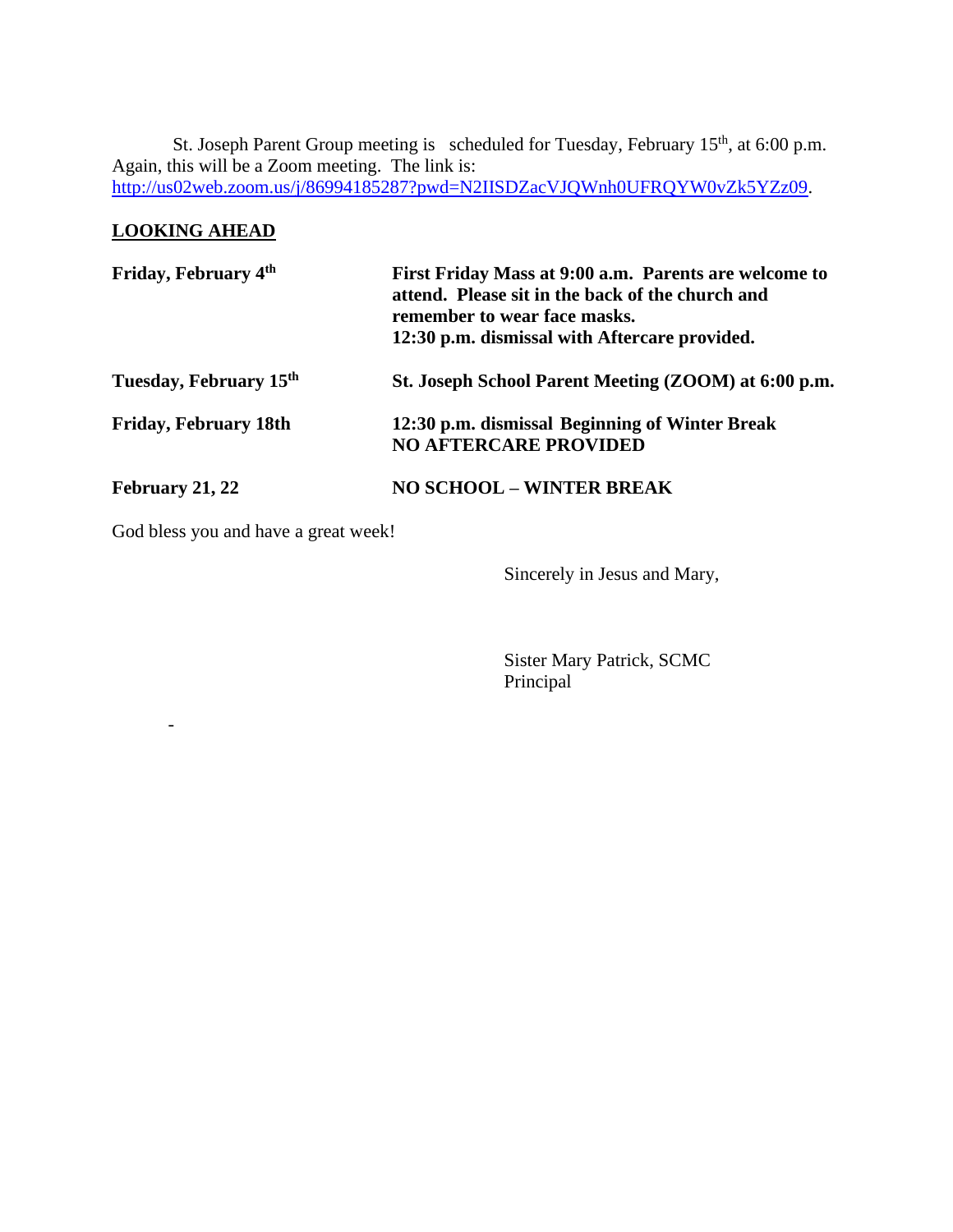St. Joseph Parent Group meeting is scheduled for Tuesday, February 15th, at 6:00 p.m. Again, this will be a Zoom meeting. The link is: http://us02web.zoom.us/j/86994185287?pwd=N2IISDZacVJQWnh0UFRQYW0vZk5YZz09.

**LOOKING AHEAD**

| | |
|---|---|
| **Friday, February 4th** | **First Friday Mass at 9:00 a.m. Parents are welcome to attend. Please sit in the back of the church and remember to wear face masks.**<br>**12:30 p.m. dismissal with Aftercare provided.** |
| **Tuesday, February 15th** | **St. Joseph School Parent Meeting (ZOOM) at 6:00 p.m.** |
| **Friday, February 18th** | **12:30 p.m. dismissal Beginning of Winter Break**<br>**NO AFTERCARE PROVIDED** |
| **February 21, 22** | **NO SCHOOL – WINTER BREAK** |

God bless you and have a great week!

Sincerely in Jesus and Mary,

Sister Mary Patrick, SCMC
Principal

-